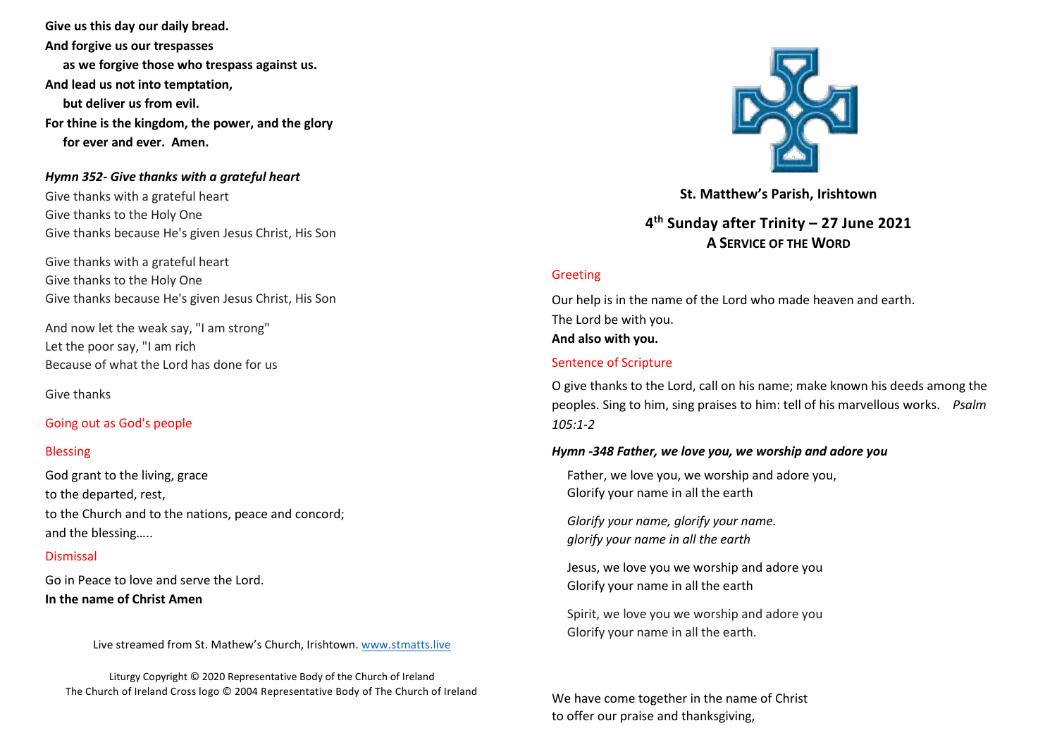**Give us this day our daily bread.**
**And forgive us our trespasses**
**as we forgive those who trespass against us.**
**And lead us not into temptation,**
**but deliver us from evil.**
**For thine is the kingdom, the power, and the glory**
**for ever and ever. Amen.**

***Hymn 352- Give thanks with a grateful heart***

Give thanks with a grateful heart
Give thanks to the Holy One
Give thanks because He's given Jesus Christ, His Son

Give thanks with a grateful heart
Give thanks to the Holy One
Give thanks because He's given Jesus Christ, His Son

And now let the weak say, "I am strong"
Let the poor say, "I am rich
Because of what the Lord has done for us

Give thanks

Going out as God's people

Blessing

God grant to the living, grace
to the departed, rest,
to the Church and to the nations, peace and concord;
and the blessing…..

Dismissal

Go in Peace to love and serve the Lord.
**In the name of Christ Amen**

Live streamed from St. Mathew's Church, Irishtown. www.stmatts.live

Liturgy Copyright © 2020 Representative Body of the Church of Ireland
The Church of Ireland Cross logo © 2004 Representative Body of The Church of Ireland

**St. Matthew's Parish, Irishtown**

## 4th Sunday after Trinity – 27 June 2021

## A SERVICE OF THE WORD

Greeting

Our help is in the name of the Lord who made heaven and earth.
The Lord be with you.
**And also with you.**

Sentence of Scripture

O give thanks to the Lord, call on his name; make known his deeds among the peoples. Sing to him, sing praises to him: tell of his marvellous works. *Psalm 105:1-2*

***Hymn -348 Father, we love you, we worship and adore you***

Father, we love you, we worship and adore you,
Glorify your name in all the earth

*Glorify your name, glorify your name.*
*glorify your name in all the earth*

Jesus, we love you we worship and adore you
Glorify your name in all the earth

Spirit, we love you we worship and adore you
Glorify your name in all the earth.

We have come together in the name of Christ
to offer our praise and thanksgiving,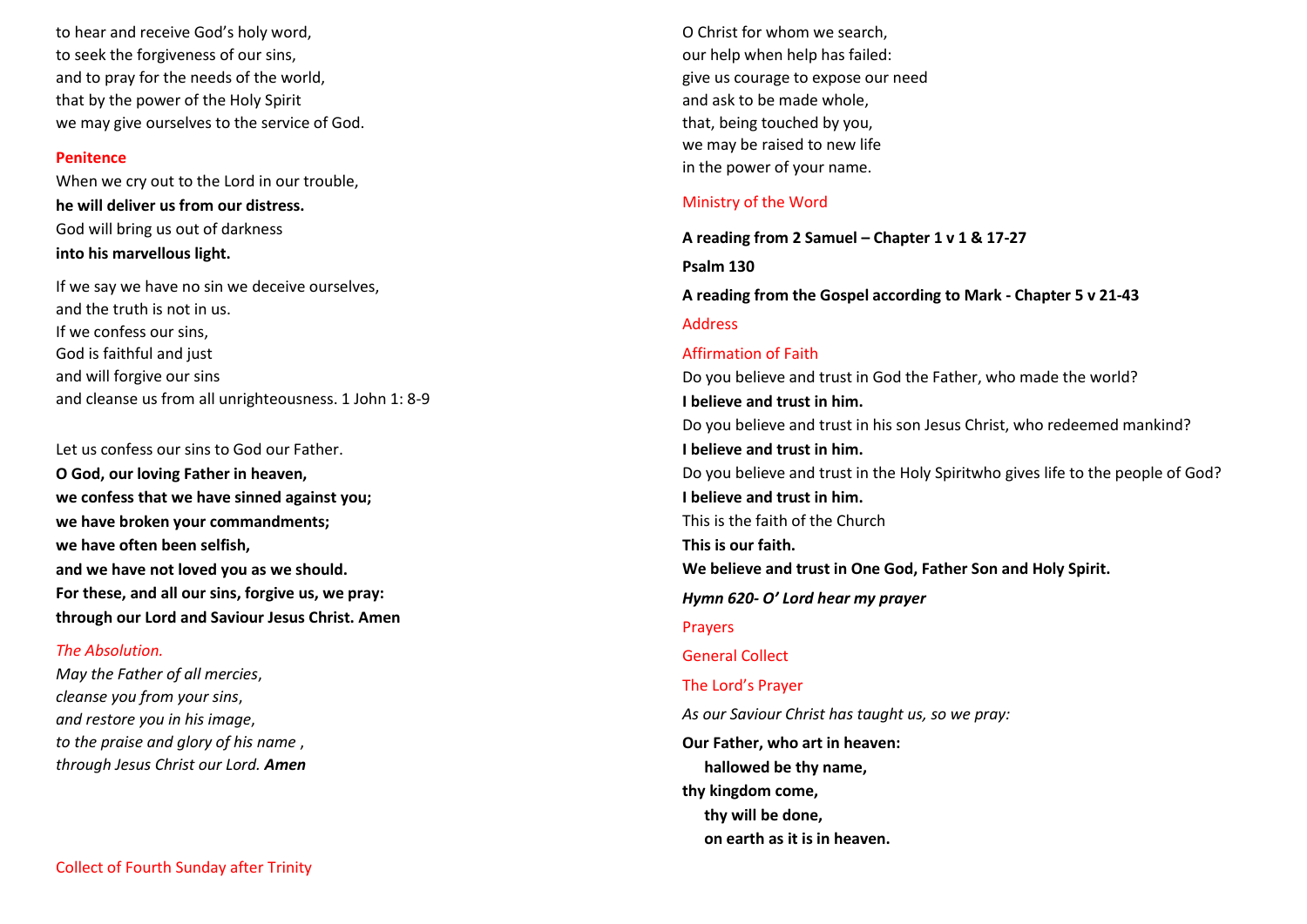to hear and receive God's holy word,
to seek the forgiveness of our sins,
and to pray for the needs of the world,
that by the power of the Holy Spirit
we may give ourselves to the service of God.

**Penitence**

When we cry out to the Lord in our trouble,
**he will deliver us from our distress.**
God will bring us out of darkness
**into his marvellous light.**

If we say we have no sin we deceive ourselves,
and the truth is not in us.
If we confess our sins,
God is faithful and just
and will forgive our sins
and cleanse us from all unrighteousness. 1 John 1: 8-9

Let us confess our sins to God our Father.
**O God, our loving Father in heaven,**
**we confess that we have sinned against you;**
**we have broken your commandments;**
**we have often been selfish,**
**and we have not loved you as we should.**
**For these, and all our sins, forgive us, we pray:**
**through our Lord and Saviour Jesus Christ. Amen**

*The Absolution.*

*May the Father of all mercies,*
*cleanse you from your sins,*
*and restore you in his image,*
*to the praise and glory of his name ,*
*through Jesus Christ our Lord.* ***Amen***

Collect of Fourth Sunday after Trinity

O Christ for whom we search,
our help when help has failed:
give us courage to expose our need
and ask to be made whole,
that, being touched by you,
we may be raised to new life
in the power of your name.

Ministry of the Word

**A reading from 2 Samuel – Chapter 1 v 1 & 17-27**

**Psalm 130**

**A reading from the Gospel according to Mark - Chapter 5 v 21-43**

Address

Affirmation of Faith

Do you believe and trust in God the Father, who made the world?
**I believe and trust in him.**
Do you believe and trust in his son Jesus Christ, who redeemed mankind?
**I believe and trust in him.**
Do you believe and trust in the Holy Spiritwho gives life to the people of God?
**I believe and trust in him.**
This is the faith of the Church
**This is our faith.**
**We believe and trust in One God, Father Son and Holy Spirit.**

***Hymn 620- O' Lord hear my prayer***

Prayers

General Collect

The Lord's Prayer

*As our Saviour Christ has taught us, so we pray:*

**Our Father, who art in heaven:**
**hallowed be thy name,**
**thy kingdom come,**
**thy will be done,**
**on earth as it is in heaven.**